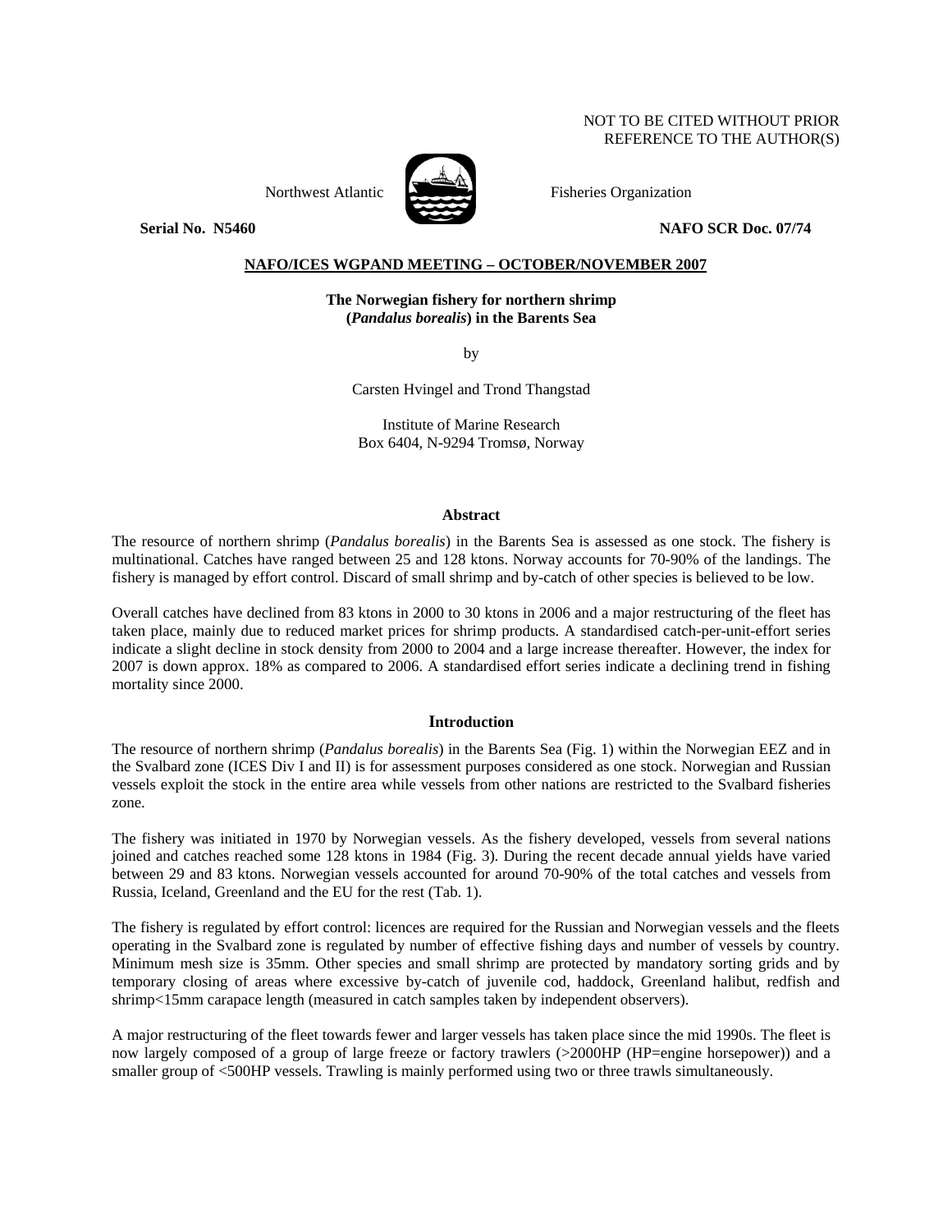NOT TO BE CITED WITHOUT PRIOR
REFERENCE TO THE AUTHOR(S)

Northwest Atlantic Fisheries Organization

**Serial No. N5460** **NAFO SCR Doc. 07/74**

**NAFO/ICES WGPAND MEETING – OCTOBER/NOVEMBER 2007**

**The Norwegian fishery for northern shrimp (*Pandalus borealis*) in the Barents Sea**

by

Carsten Hvingel and Trond Thangstad

Institute of Marine Research
Box 6404, N-9294 Tromsø, Norway

## Abstract

The resource of northern shrimp (*Pandalus borealis*) in the Barents Sea is assessed as one stock. The fishery is multinational. Catches have ranged between 25 and 128 ktons. Norway accounts for 70-90% of the landings. The fishery is managed by effort control. Discard of small shrimp and by-catch of other species is believed to be low.

Overall catches have declined from 83 ktons in 2000 to 30 ktons in 2006 and a major restructuring of the fleet has taken place, mainly due to reduced market prices for shrimp products. A standardised catch-per-unit-effort series indicate a slight decline in stock density from 2000 to 2004 and a large increase thereafter. However, the index for 2007 is down approx. 18% as compared to 2006. A standardised effort series indicate a declining trend in fishing mortality since 2000.

## Introduction

The resource of northern shrimp (*Pandalus borealis*) in the Barents Sea (Fig. 1) within the Norwegian EEZ and in the Svalbard zone (ICES Div I and II) is for assessment purposes considered as one stock. Norwegian and Russian vessels exploit the stock in the entire area while vessels from other nations are restricted to the Svalbard fisheries zone.

The fishery was initiated in 1970 by Norwegian vessels. As the fishery developed, vessels from several nations joined and catches reached some 128 ktons in 1984 (Fig. 3). During the recent decade annual yields have varied between 29 and 83 ktons. Norwegian vessels accounted for around 70-90% of the total catches and vessels from Russia, Iceland, Greenland and the EU for the rest (Tab. 1).

The fishery is regulated by effort control: licences are required for the Russian and Norwegian vessels and the fleets operating in the Svalbard zone is regulated by number of effective fishing days and number of vessels by country. Minimum mesh size is 35mm. Other species and small shrimp are protected by mandatory sorting grids and by temporary closing of areas where excessive by-catch of juvenile cod, haddock, Greenland halibut, redfish and shrimp<15mm carapace length (measured in catch samples taken by independent observers).

A major restructuring of the fleet towards fewer and larger vessels has taken place since the mid 1990s. The fleet is now largely composed of a group of large freeze or factory trawlers (>2000HP (HP=engine horsepower)) and a smaller group of <500HP vessels. Trawling is mainly performed using two or three trawls simultaneously.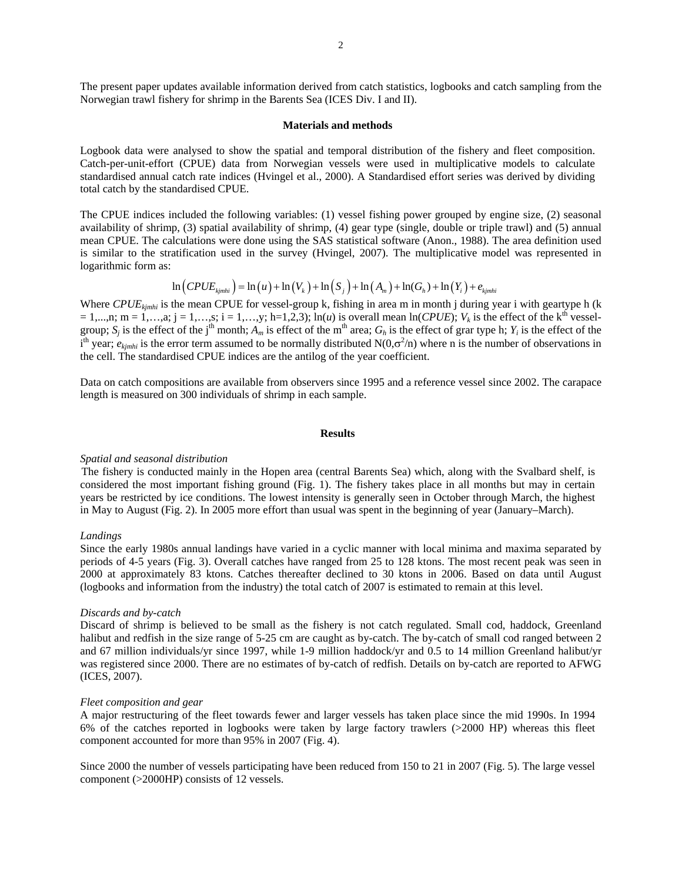The present paper updates available information derived from catch statistics, logbooks and catch sampling from the Norwegian trawl fishery for shrimp in the Barents Sea (ICES Div. I and II).

## Materials and methods

Logbook data were analysed to show the spatial and temporal distribution of the fishery and fleet composition. Catch-per-unit-effort (CPUE) data from Norwegian vessels were used in multiplicative models to calculate standardised annual catch rate indices (Hvingel et al., 2000). A Standardised effort series was derived by dividing total catch by the standardised CPUE.

The CPUE indices included the following variables: (1) vessel fishing power grouped by engine size, (2) seasonal availability of shrimp, (3) spatial availability of shrimp, (4) gear type (single, double or triple trawl) and (5) annual mean CPUE. The calculations were done using the SAS statistical software (Anon., 1988). The area definition used is similar to the stratification used in the survey (Hvingel, 2007). The multiplicative model was represented in logarithmic form as:

$$\ln\left(CPUE_{kjmhi}\right) = \ln\left(u\right) + \ln\left(V_k\right) + \ln\left(S_j\right) + \ln\left(A_m\right) + \ln(G_h) + \ln\left(Y_i\right) + e_{kjmhi}$$

Where $CPUE_{kjmhi}$ is the mean CPUE for vessel-group k, fishing in area m in month j during year i with geartype h (k = 1,...,n; m = 1,…,a; j = 1,…,s; i = 1,…,y; h=1,2,3); ln($u$) is overall mean ln($CPUE$); $V_k$ is the effect of the k$^{th}$ vessel-group; $S_j$ is the effect of the j$^{th}$ month; $A_m$ is effect of the m$^{th}$ area; $G_h$ is the effect of grar type h; $Y_i$ is the effect of the i$^{th}$ year; $e_{kjmhi}$ is the error term assumed to be normally distributed $N(0,\sigma^2/n)$ where n is the number of observations in the cell. The standardised CPUE indices are the antilog of the year coefficient.

Data on catch compositions are available from observers since 1995 and a reference vessel since 2002. The carapace length is measured on 300 individuals of shrimp in each sample.

## Results

*Spatial and seasonal distribution*

The fishery is conducted mainly in the Hopen area (central Barents Sea) which, along with the Svalbard shelf, is considered the most important fishing ground (Fig. 1). The fishery takes place in all months but may in certain years be restricted by ice conditions. The lowest intensity is generally seen in October through March, the highest in May to August (Fig. 2). In 2005 more effort than usual was spent in the beginning of year (January–March).

*Landings*

Since the early 1980s annual landings have varied in a cyclic manner with local minima and maxima separated by periods of 4-5 years (Fig. 3). Overall catches have ranged from 25 to 128 ktons. The most recent peak was seen in 2000 at approximately 83 ktons. Catches thereafter declined to 30 ktons in 2006. Based on data until August (logbooks and information from the industry) the total catch of 2007 is estimated to remain at this level.

*Discards and by-catch*

Discard of shrimp is believed to be small as the fishery is not catch regulated. Small cod, haddock, Greenland halibut and redfish in the size range of 5-25 cm are caught as by-catch. The by-catch of small cod ranged between 2 and 67 million individuals/yr since 1997, while 1-9 million haddock/yr and 0.5 to 14 million Greenland halibut/yr was registered since 2000. There are no estimates of by-catch of redfish. Details on by-catch are reported to AFWG (ICES, 2007).

*Fleet composition and gear*

A major restructuring of the fleet towards fewer and larger vessels has taken place since the mid 1990s. In 1994 6% of the catches reported in logbooks were taken by large factory trawlers (>2000 HP) whereas this fleet component accounted for more than 95% in 2007 (Fig. 4).

Since 2000 the number of vessels participating have been reduced from 150 to 21 in 2007 (Fig. 5). The large vessel component (>2000HP) consists of 12 vessels.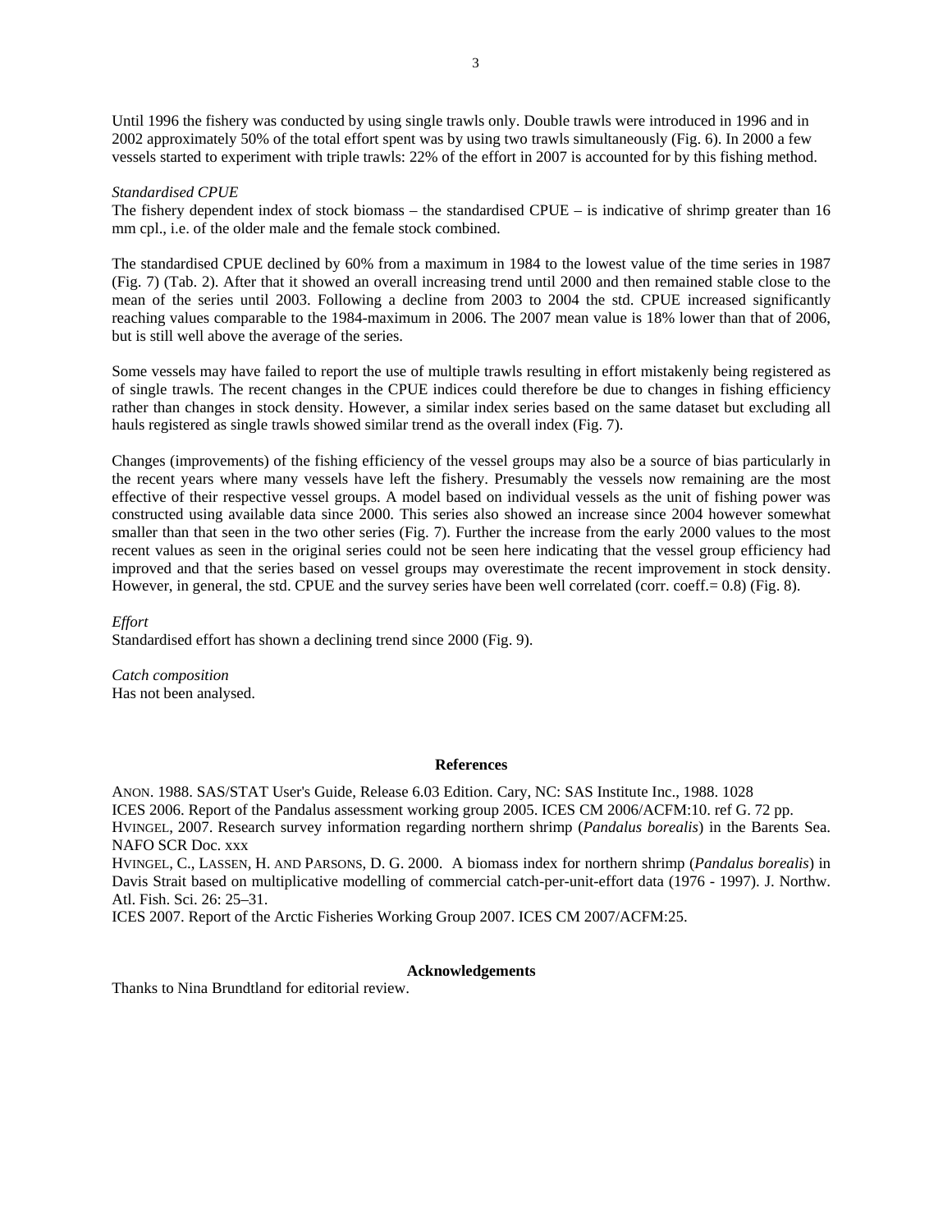Until 1996 the fishery was conducted by using single trawls only. Double trawls were introduced in 1996 and in 2002 approximately 50% of the total effort spent was by using two trawls simultaneously (Fig. 6). In 2000 a few vessels started to experiment with triple trawls: 22% of the effort in 2007 is accounted for by this fishing method.

*Standardised CPUE*
The fishery dependent index of stock biomass – the standardised CPUE – is indicative of shrimp greater than 16 mm cpl., i.e. of the older male and the female stock combined.

The standardised CPUE declined by 60% from a maximum in 1984 to the lowest value of the time series in 1987 (Fig. 7) (Tab. 2). After that it showed an overall increasing trend until 2000 and then remained stable close to the mean of the series until 2003. Following a decline from 2003 to 2004 the std. CPUE increased significantly reaching values comparable to the 1984-maximum in 2006. The 2007 mean value is 18% lower than that of 2006, but is still well above the average of the series.

Some vessels may have failed to report the use of multiple trawls resulting in effort mistakenly being registered as of single trawls. The recent changes in the CPUE indices could therefore be due to changes in fishing efficiency rather than changes in stock density. However, a similar index series based on the same dataset but excluding all hauls registered as single trawls showed similar trend as the overall index (Fig. 7).

Changes (improvements) of the fishing efficiency of the vessel groups may also be a source of bias particularly in the recent years where many vessels have left the fishery. Presumably the vessels now remaining are the most effective of their respective vessel groups. A model based on individual vessels as the unit of fishing power was constructed using available data since 2000. This series also showed an increase since 2004 however somewhat smaller than that seen in the two other series (Fig. 7). Further the increase from the early 2000 values to the most recent values as seen in the original series could not be seen here indicating that the vessel group efficiency had improved and that the series based on vessel groups may overestimate the recent improvement in stock density. However, in general, the std. CPUE and the survey series have been well correlated (corr. coeff.= 0.8) (Fig. 8).

*Effort*
Standardised effort has shown a declining trend since 2000 (Fig. 9).

*Catch composition*
Has not been analysed.

## References

ANON. 1988. SAS/STAT User's Guide, Release 6.03 Edition. Cary, NC: SAS Institute Inc., 1988. 1028

ICES 2006. Report of the Pandalus assessment working group 2005. ICES CM 2006/ACFM:10. ref G. 72 pp.

HVINGEL, 2007. Research survey information regarding northern shrimp (*Pandalus borealis*) in the Barents Sea. NAFO SCR Doc. xxx

HVINGEL, C., LASSEN, H. AND PARSONS, D. G. 2000. A biomass index for northern shrimp (*Pandalus borealis*) in Davis Strait based on multiplicative modelling of commercial catch-per-unit-effort data (1976 - 1997). J. Northw. Atl. Fish. Sci. 26: 25–31.

ICES 2007. Report of the Arctic Fisheries Working Group 2007. ICES CM 2007/ACFM:25.

## Acknowledgements

Thanks to Nina Brundtland for editorial review.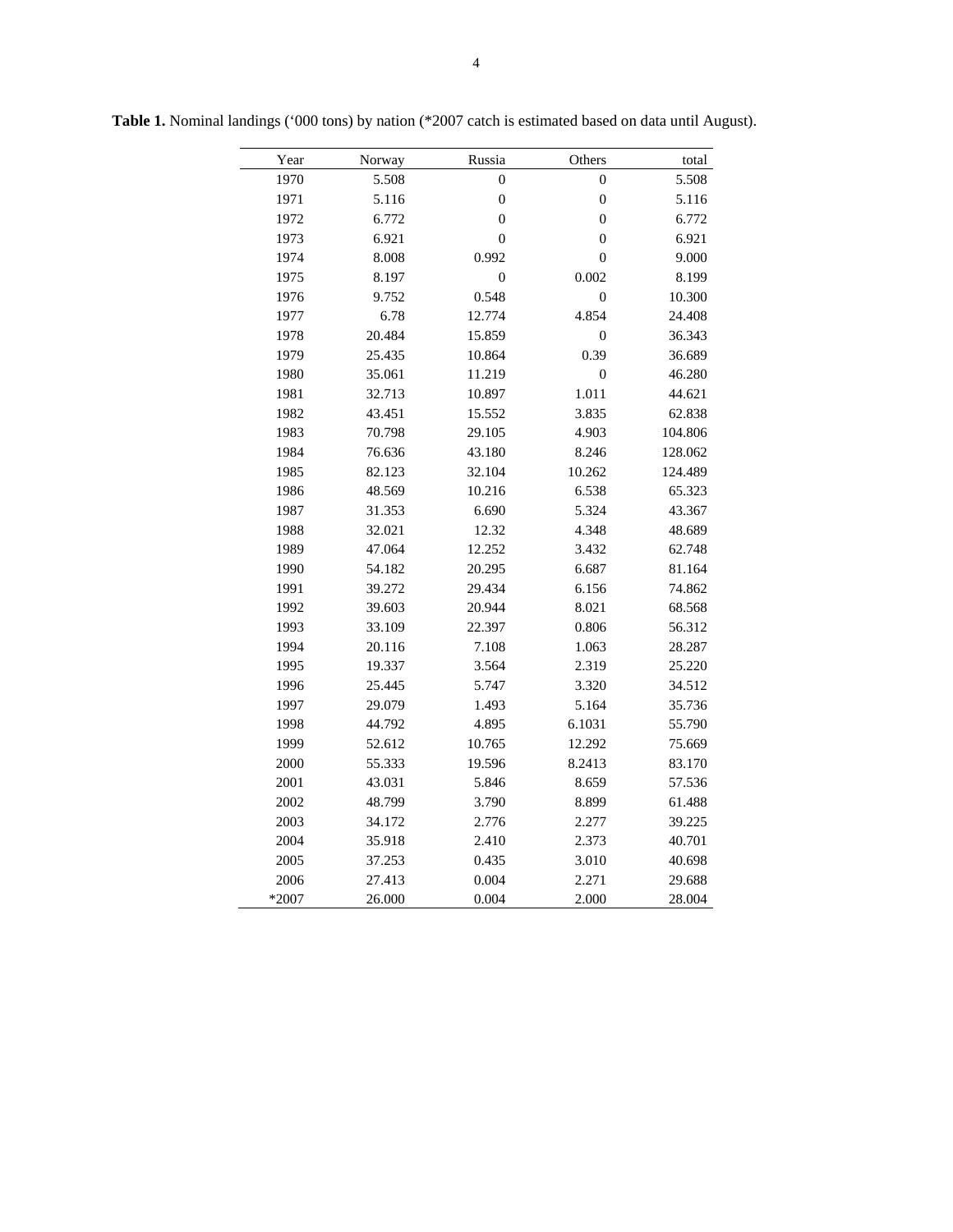**Table 1.** Nominal landings ('000 tons) by nation (*2007 catch is estimated based on data until August).

| Year | Norway | Russia | Others | total |
|---|---|---|---|---|
| 1970 | 5.508 | 0 | 0 | 5.508 |
| 1971 | 5.116 | 0 | 0 | 5.116 |
| 1972 | 6.772 | 0 | 0 | 6.772 |
| 1973 | 6.921 | 0 | 0 | 6.921 |
| 1974 | 8.008 | 0.992 | 0 | 9.000 |
| 1975 | 8.197 | 0 | 0.002 | 8.199 |
| 1976 | 9.752 | 0.548 | 0 | 10.300 |
| 1977 | 6.78 | 12.774 | 4.854 | 24.408 |
| 1978 | 20.484 | 15.859 | 0 | 36.343 |
| 1979 | 25.435 | 10.864 | 0.39 | 36.689 |
| 1980 | 35.061 | 11.219 | 0 | 46.280 |
| 1981 | 32.713 | 10.897 | 1.011 | 44.621 |
| 1982 | 43.451 | 15.552 | 3.835 | 62.838 |
| 1983 | 70.798 | 29.105 | 4.903 | 104.806 |
| 1984 | 76.636 | 43.180 | 8.246 | 128.062 |
| 1985 | 82.123 | 32.104 | 10.262 | 124.489 |
| 1986 | 48.569 | 10.216 | 6.538 | 65.323 |
| 1987 | 31.353 | 6.690 | 5.324 | 43.367 |
| 1988 | 32.021 | 12.32 | 4.348 | 48.689 |
| 1989 | 47.064 | 12.252 | 3.432 | 62.748 |
| 1990 | 54.182 | 20.295 | 6.687 | 81.164 |
| 1991 | 39.272 | 29.434 | 6.156 | 74.862 |
| 1992 | 39.603 | 20.944 | 8.021 | 68.568 |
| 1993 | 33.109 | 22.397 | 0.806 | 56.312 |
| 1994 | 20.116 | 7.108 | 1.063 | 28.287 |
| 1995 | 19.337 | 3.564 | 2.319 | 25.220 |
| 1996 | 25.445 | 5.747 | 3.320 | 34.512 |
| 1997 | 29.079 | 1.493 | 5.164 | 35.736 |
| 1998 | 44.792 | 4.895 | 6.1031 | 55.790 |
| 1999 | 52.612 | 10.765 | 12.292 | 75.669 |
| 2000 | 55.333 | 19.596 | 8.2413 | 83.170 |
| 2001 | 43.031 | 5.846 | 8.659 | 57.536 |
| 2002 | 48.799 | 3.790 | 8.899 | 61.488 |
| 2003 | 34.172 | 2.776 | 2.277 | 39.225 |
| 2004 | 35.918 | 2.410 | 2.373 | 40.701 |
| 2005 | 37.253 | 0.435 | 3.010 | 40.698 |
| 2006 | 27.413 | 0.004 | 2.271 | 29.688 |
| *2007 | 26.000 | 0.004 | 2.000 | 28.004 |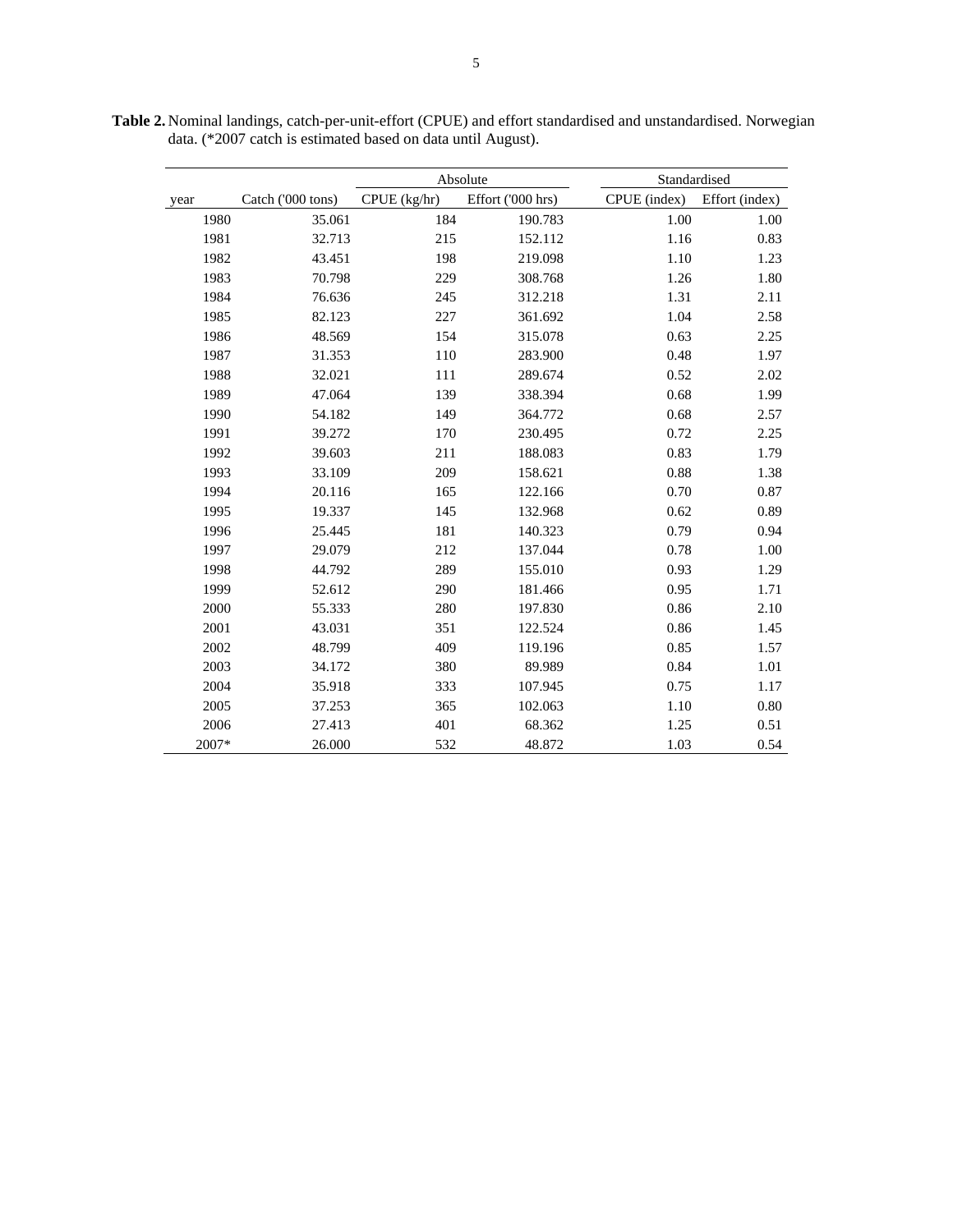**Table 2.** Nominal landings, catch-per-unit-effort (CPUE) and effort standardised and unstandardised. Norwegian data. (*2007 catch is estimated based on data until August).

| | | Absolute | | Standardised | |
|---|---|---|---|---|---|
| year | Catch ('000 tons) | CPUE (kg/hr) | Effort ('000 hrs) | CPUE (index) | Effort (index) |
| 1980 | 35.061 | 184 | 190.783 | 1.00 | 1.00 |
| 1981 | 32.713 | 215 | 152.112 | 1.16 | 0.83 |
| 1982 | 43.451 | 198 | 219.098 | 1.10 | 1.23 |
| 1983 | 70.798 | 229 | 308.768 | 1.26 | 1.80 |
| 1984 | 76.636 | 245 | 312.218 | 1.31 | 2.11 |
| 1985 | 82.123 | 227 | 361.692 | 1.04 | 2.58 |
| 1986 | 48.569 | 154 | 315.078 | 0.63 | 2.25 |
| 1987 | 31.353 | 110 | 283.900 | 0.48 | 1.97 |
| 1988 | 32.021 | 111 | 289.674 | 0.52 | 2.02 |
| 1989 | 47.064 | 139 | 338.394 | 0.68 | 1.99 |
| 1990 | 54.182 | 149 | 364.772 | 0.68 | 2.57 |
| 1991 | 39.272 | 170 | 230.495 | 0.72 | 2.25 |
| 1992 | 39.603 | 211 | 188.083 | 0.83 | 1.79 |
| 1993 | 33.109 | 209 | 158.621 | 0.88 | 1.38 |
| 1994 | 20.116 | 165 | 122.166 | 0.70 | 0.87 |
| 1995 | 19.337 | 145 | 132.968 | 0.62 | 0.89 |
| 1996 | 25.445 | 181 | 140.323 | 0.79 | 0.94 |
| 1997 | 29.079 | 212 | 137.044 | 0.78 | 1.00 |
| 1998 | 44.792 | 289 | 155.010 | 0.93 | 1.29 |
| 1999 | 52.612 | 290 | 181.466 | 0.95 | 1.71 |
| 2000 | 55.333 | 280 | 197.830 | 0.86 | 2.10 |
| 2001 | 43.031 | 351 | 122.524 | 0.86 | 1.45 |
| 2002 | 48.799 | 409 | 119.196 | 0.85 | 1.57 |
| 2003 | 34.172 | 380 | 89.989 | 0.84 | 1.01 |
| 2004 | 35.918 | 333 | 107.945 | 0.75 | 1.17 |
| 2005 | 37.253 | 365 | 102.063 | 1.10 | 0.80 |
| 2006 | 27.413 | 401 | 68.362 | 1.25 | 0.51 |
| 2007* | 26.000 | 532 | 48.872 | 1.03 | 0.54 |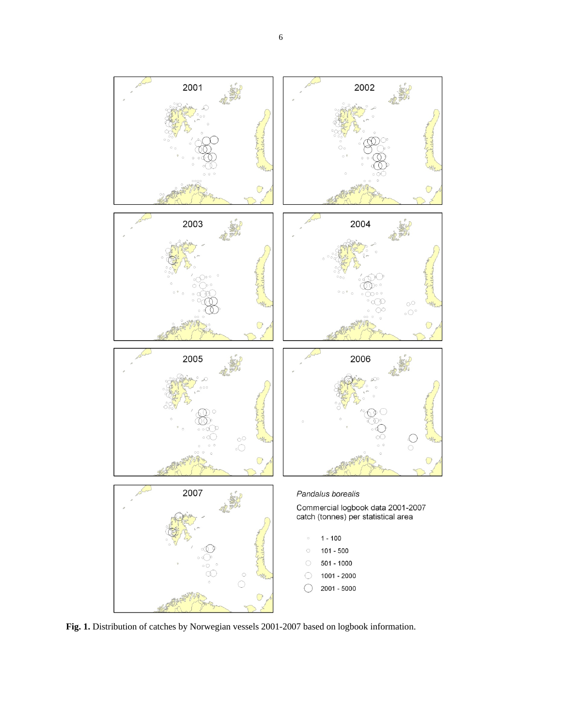**Fig. 1.** Distribution of catches by Norwegian vessels 2001-2007 based on logbook information.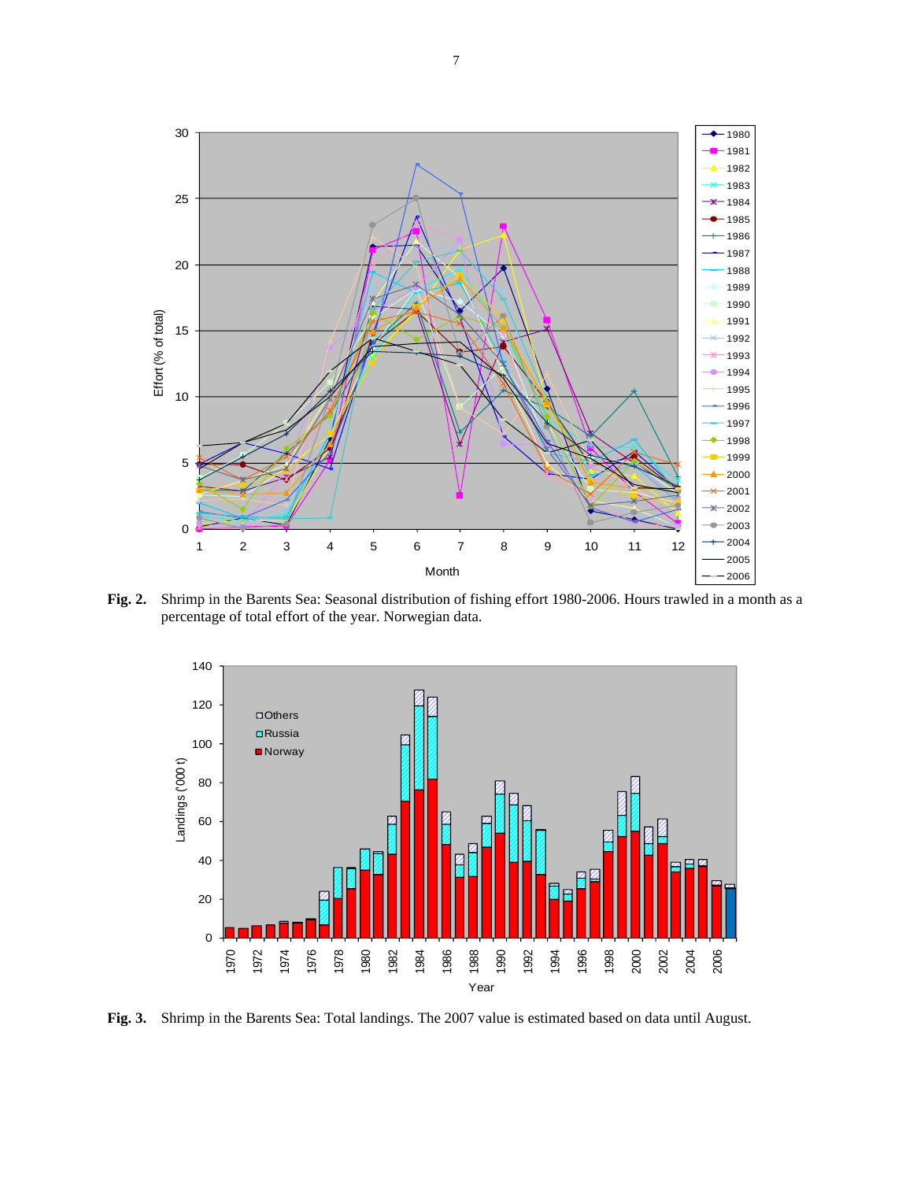**Fig. 2.** Shrimp in the Barents Sea: Seasonal distribution of fishing effort 1980-2006. Hours trawled in a month as a percentage of total effort of the year. Norwegian data.

**Fig. 3.** Shrimp in the Barents Sea: Total landings. The 2007 value is estimated based on data until August.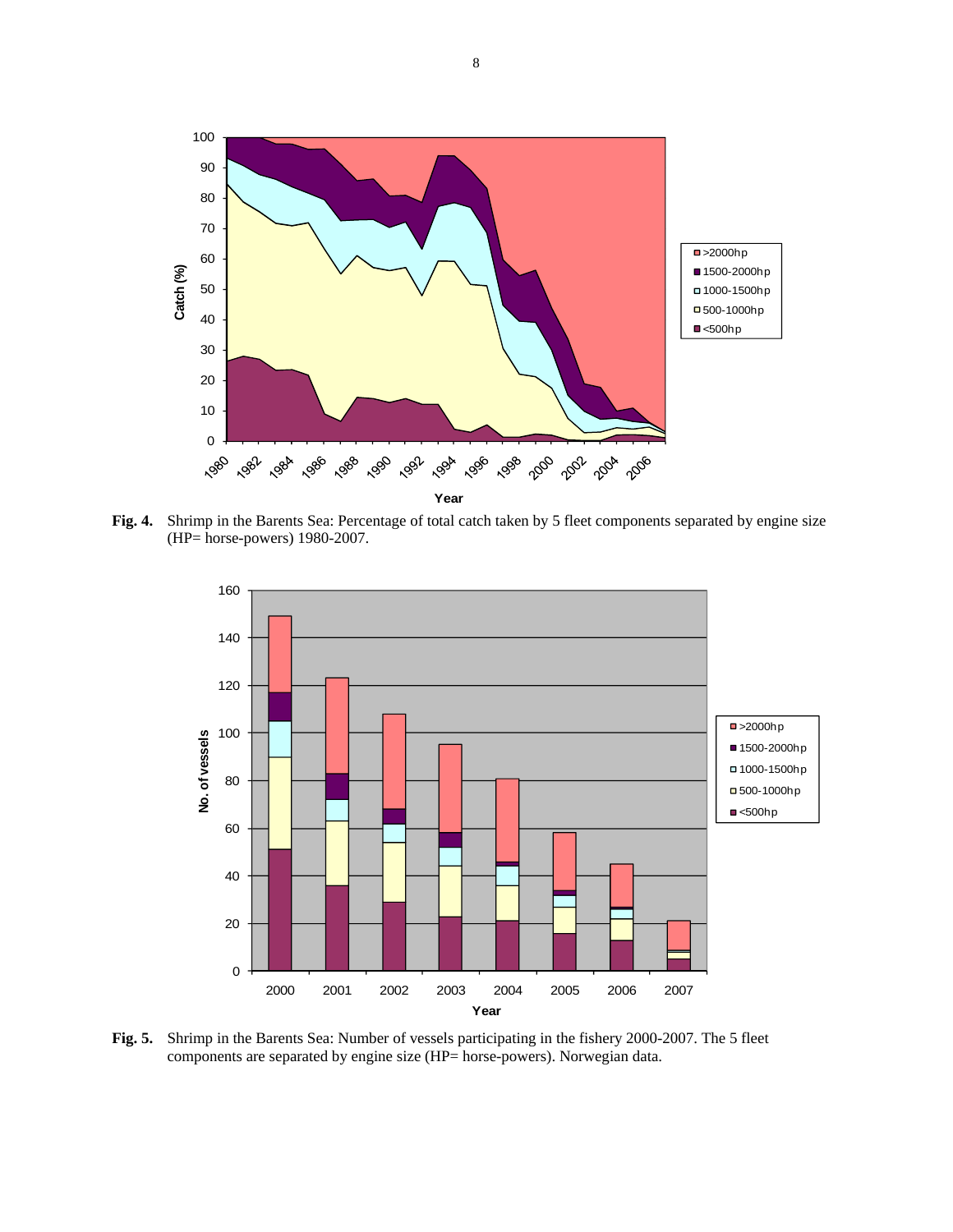**Fig. 4.** Shrimp in the Barents Sea: Percentage of total catch taken by 5 fleet components separated by engine size (HP= horse-powers) 1980-2007.

**Fig. 5.** Shrimp in the Barents Sea: Number of vessels participating in the fishery 2000-2007. The 5 fleet components are separated by engine size (HP= horse-powers). Norwegian data.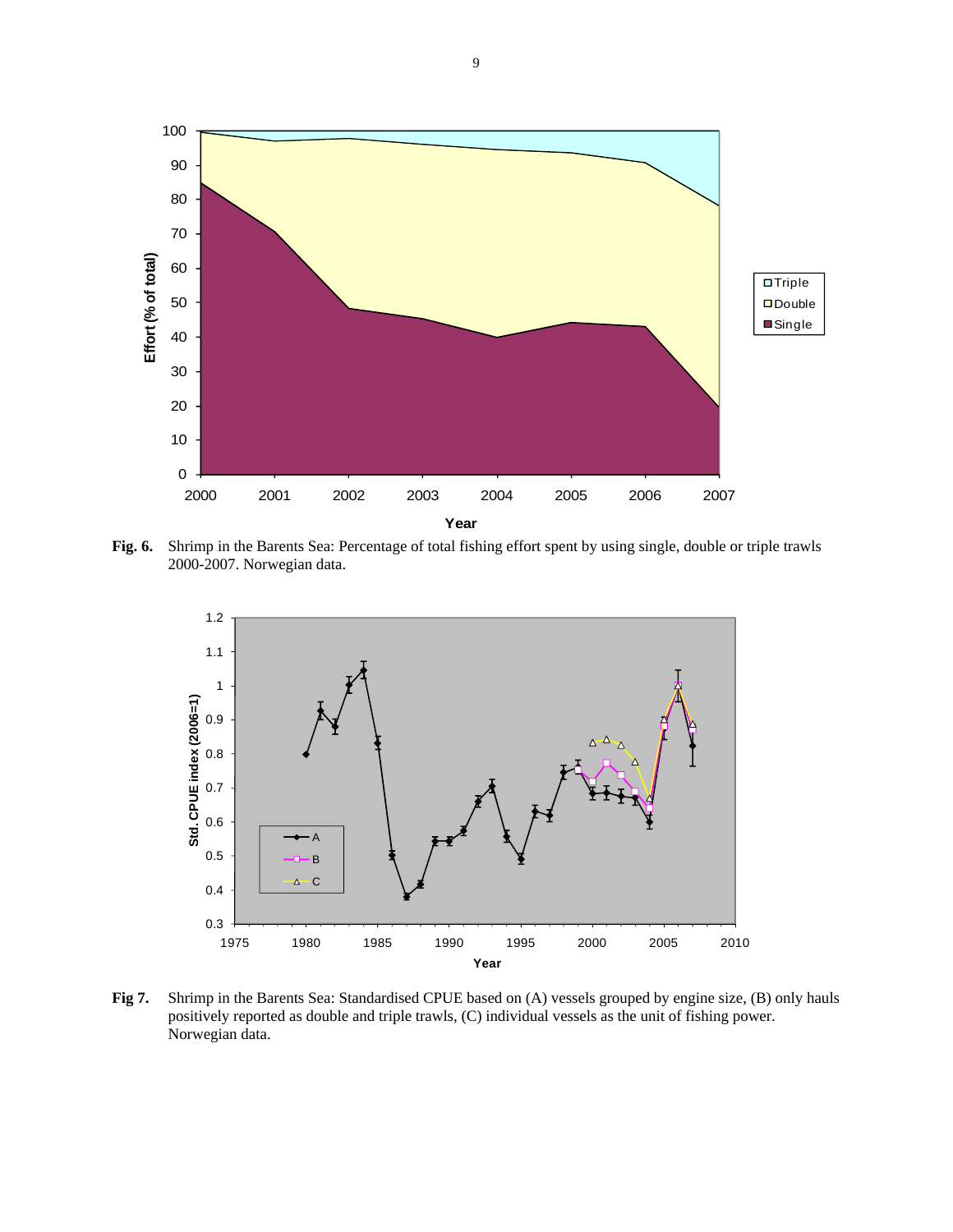**Fig. 6.** Shrimp in the Barents Sea: Percentage of total fishing effort spent by using single, double or triple trawls 2000-2007. Norwegian data.

**Fig 7.** Shrimp in the Barents Sea: Standardised CPUE based on (A) vessels grouped by engine size, (B) only hauls positively reported as double and triple trawls, (C) individual vessels as the unit of fishing power. Norwegian data.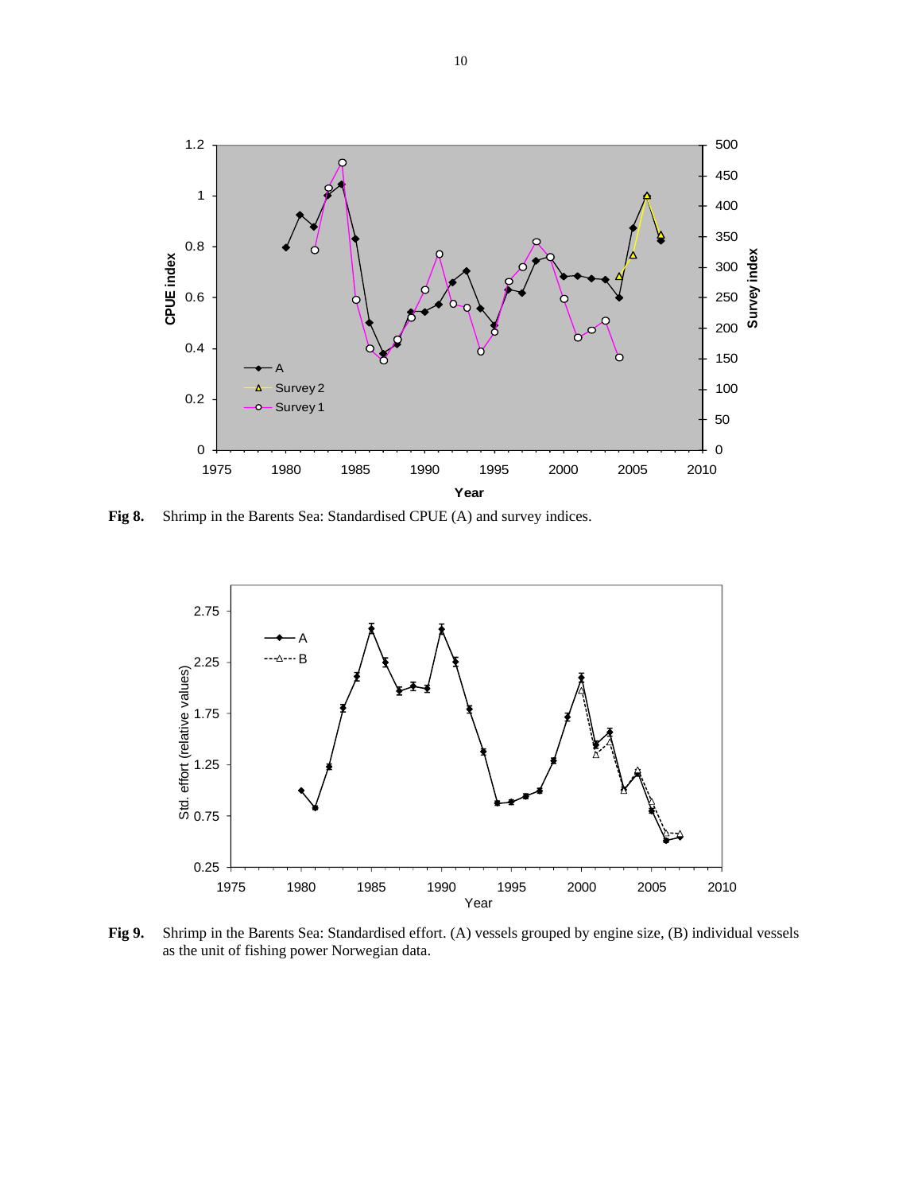**Fig 8.** Shrimp in the Barents Sea: Standardised CPUE (A) and survey indices.

**Fig 9.** Shrimp in the Barents Sea: Standardised effort. (A) vessels grouped by engine size, (B) individual vessels as the unit of fishing power Norwegian data.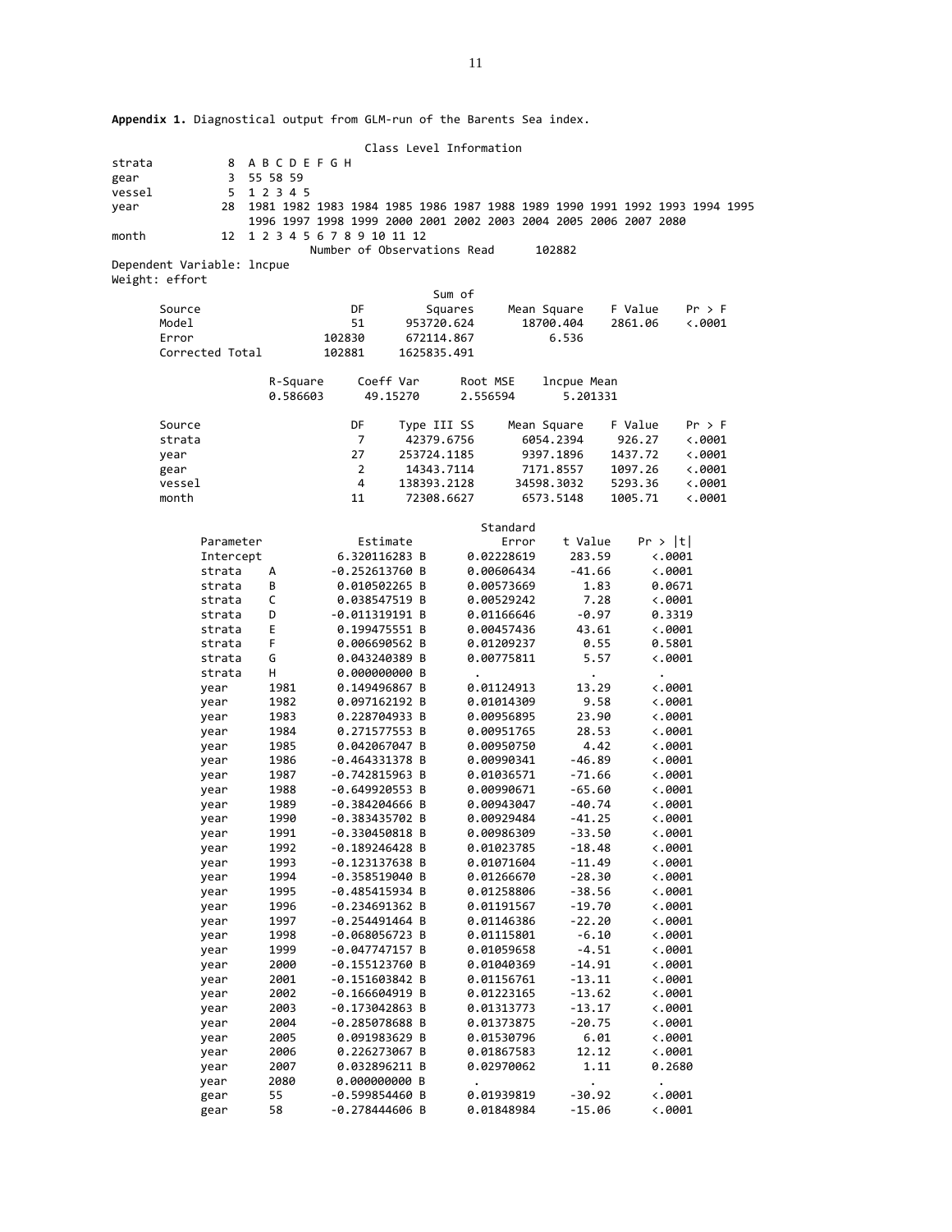**Appendix 1.** Diagnostical output from GLM-run of the Barents Sea index.

Class Level Information

| Class | Levels | Values |
|---|---|---|
| strata | 8 | A B C D E F G H |
| gear | 3 | 55 58 59 |
| vessel | 5 | 1 2 3 4 5 |
| year | 28 | 1981 1982 1983 1984 1985 1986 1987 1988 1989 1990 1991 1992 1993 1994 1995 1996 1997 1998 1999 2000 2001 2002 2003 2004 2005 2006 2007 2080 |
| month | 12 | 1 2 3 4 5 6 7 8 9 10 11 12 |

Number of Observations Read 102882

Dependent Variable: lncpue

Weight: effort

| Source | DF | Sum of Squares | Mean Square | F Value | Pr > F |
|---|---|---|---|---|---|
| Model | 51 | 953720.624 | 18700.404 | 2861.06 | <.0001 |
| Error | 102830 | 672114.867 | 6.536 | | |
| Corrected Total | 102881 | 1625835.491 | | | |

| R-Square | Coeff Var | Root MSE | lncpue Mean |
|---|---|---|---|
| 0.586603 | 49.15270 | 2.556594 | 5.201331 |

| Source | DF | Type III SS | Mean Square | F Value | Pr > F |
|---|---|---|---|---|---|
| strata | 7 | 42379.6756 | 6054.2394 | 926.27 | <.0001 |
| year | 27 | 253724.1185 | 9397.1896 | 1437.72 | <.0001 |
| gear | 2 | 14343.7114 | 7171.8557 | 1097.26 | <.0001 |
| vessel | 4 | 138393.2128 | 34598.3032 | 5293.36 | <.0001 |
| month | 11 | 72308.6627 | 6573.5148 | 1005.71 | <.0001 |

| Parameter | | Estimate | | Standard Error | t Value | Pr > \|t\| |
|---|---|---|---|---|---|---|
| Intercept | | 6.320116283 | B | 0.02228619 | 283.59 | <.0001 |
| strata | A | -0.252613760 | B | 0.00606434 | -41.66 | <.0001 |
| strata | B | 0.010502265 | B | 0.00573669 | 1.83 | 0.0671 |
| strata | C | 0.038547519 | B | 0.00529242 | 7.28 | <.0001 |
| strata | D | -0.011319191 | B | 0.01166646 | -0.97 | 0.3319 |
| strata | E | 0.199475551 | B | 0.00457436 | 43.61 | <.0001 |
| strata | F | 0.006690562 | B | 0.01209237 | 0.55 | 0.5801 |
| strata | G | 0.043240389 | B | 0.00775811 | 5.57 | <.0001 |
| strata | H | 0.000000000 | B | . | . | . |
| year | 1981 | 0.149496867 | B | 0.01124913 | 13.29 | <.0001 |
| year | 1982 | 0.097162192 | B | 0.01014309 | 9.58 | <.0001 |
| year | 1983 | 0.228704933 | B | 0.00956895 | 23.90 | <.0001 |
| year | 1984 | 0.271577553 | B | 0.00951765 | 28.53 | <.0001 |
| year | 1985 | 0.042067047 | B | 0.00950750 | 4.42 | <.0001 |
| year | 1986 | -0.464331378 | B | 0.00990341 | -46.89 | <.0001 |
| year | 1987 | -0.742815963 | B | 0.01036571 | -71.66 | <.0001 |
| year | 1988 | -0.649920553 | B | 0.00990671 | -65.60 | <.0001 |
| year | 1989 | -0.384204666 | B | 0.00943047 | -40.74 | <.0001 |
| year | 1990 | -0.383435702 | B | 0.00929484 | -41.25 | <.0001 |
| year | 1991 | -0.330450818 | B | 0.00986309 | -33.50 | <.0001 |
| year | 1992 | -0.189246428 | B | 0.01023785 | -18.48 | <.0001 |
| year | 1993 | -0.123137638 | B | 0.01071604 | -11.49 | <.0001 |
| year | 1994 | -0.358519040 | B | 0.01266670 | -28.30 | <.0001 |
| year | 1995 | -0.485415934 | B | 0.01258806 | -38.56 | <.0001 |
| year | 1996 | -0.234691362 | B | 0.01191567 | -19.70 | <.0001 |
| year | 1997 | -0.254491464 | B | 0.01146386 | -22.20 | <.0001 |
| year | 1998 | -0.068056723 | B | 0.01115801 | -6.10 | <.0001 |
| year | 1999 | -0.047747157 | B | 0.01059658 | -4.51 | <.0001 |
| year | 2000 | -0.155123760 | B | 0.01040369 | -14.91 | <.0001 |
| year | 2001 | -0.151603842 | B | 0.01156761 | -13.11 | <.0001 |
| year | 2002 | -0.166604919 | B | 0.01223165 | -13.62 | <.0001 |
| year | 2003 | -0.173042863 | B | 0.01313773 | -13.17 | <.0001 |
| year | 2004 | -0.285078688 | B | 0.01373875 | -20.75 | <.0001 |
| year | 2005 | 0.091983629 | B | 0.01530796 | 6.01 | <.0001 |
| year | 2006 | 0.226273067 | B | 0.01867583 | 12.12 | <.0001 |
| year | 2007 | 0.032896211 | B | 0.02970062 | 1.11 | 0.2680 |
| year | 2080 | 0.000000000 | B | . | . | . |
| gear | 55 | -0.599854460 | B | 0.01939819 | -30.92 | <.0001 |
| gear | 58 | -0.278444606 | B | 0.01848984 | -15.06 | <.0001 |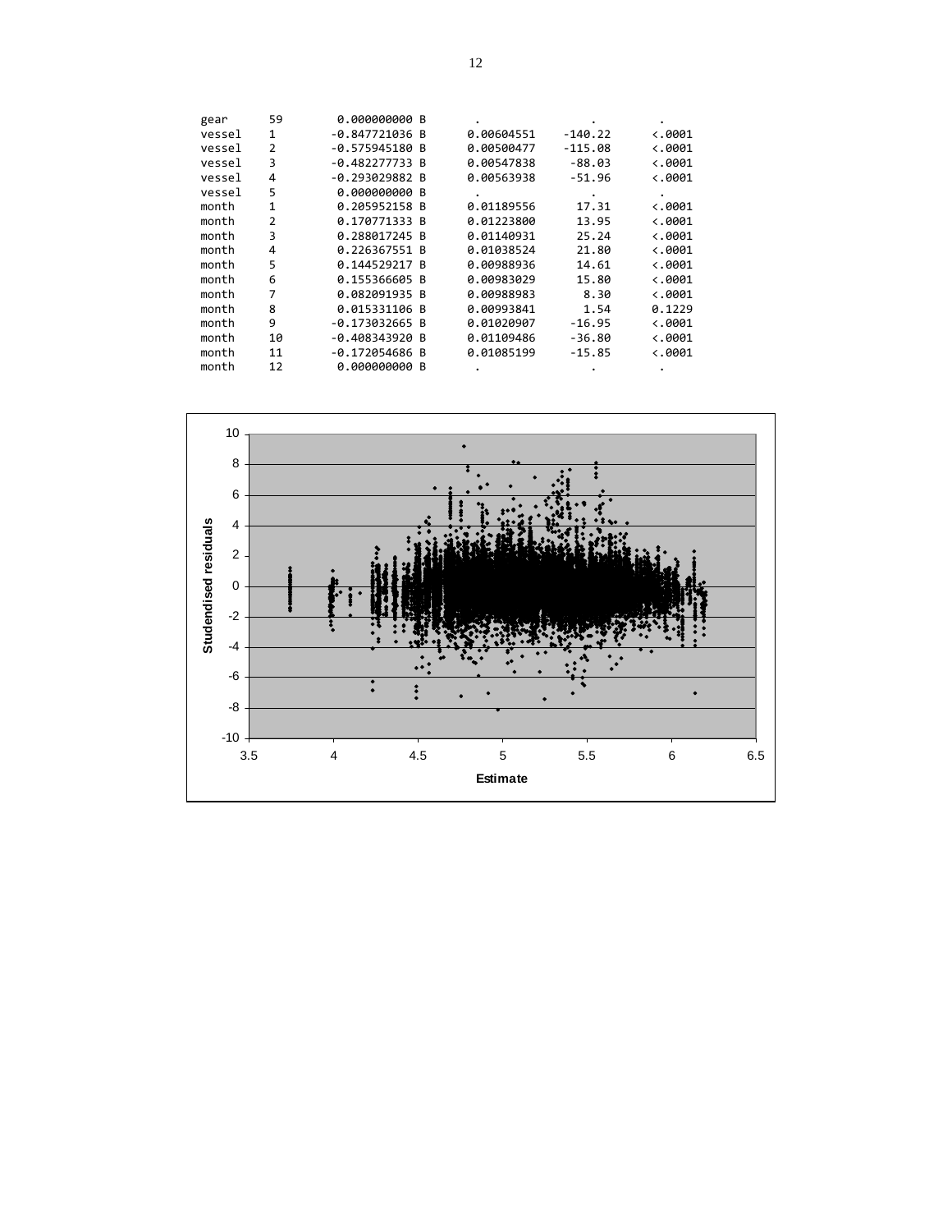| | | | | | | |
|---|---|---|---|---|---|---|
| gear | 59 | 0.000000000 | B | . | . | . |
| vessel | 1 | -0.847721036 | B | 0.00604551 | -140.22 | <.0001 |
| vessel | 2 | -0.575945180 | B | 0.00500477 | -115.08 | <.0001 |
| vessel | 3 | -0.482277733 | B | 0.00547838 | -88.03 | <.0001 |
| vessel | 4 | -0.293029882 | B | 0.00563938 | -51.96 | <.0001 |
| vessel | 5 | 0.000000000 | B | . | . | . |
| month | 1 | 0.205952158 | B | 0.01189556 | 17.31 | <.0001 |
| month | 2 | 0.170771333 | B | 0.01223800 | 13.95 | <.0001 |
| month | 3 | 0.288017245 | B | 0.01140931 | 25.24 | <.0001 |
| month | 4 | 0.226367551 | B | 0.01038524 | 21.80 | <.0001 |
| month | 5 | 0.144529217 | B | 0.00988936 | 14.61 | <.0001 |
| month | 6 | 0.155366605 | B | 0.00983029 | 15.80 | <.0001 |
| month | 7 | 0.082091935 | B | 0.00988983 | 8.30 | <.0001 |
| month | 8 | 0.015331106 | B | 0.00993841 | 1.54 | 0.1229 |
| month | 9 | -0.173032665 | B | 0.01020907 | -16.95 | <.0001 |
| month | 10 | -0.408343920 | B | 0.01109486 | -36.80 | <.0001 |
| month | 11 | -0.172054686 | B | 0.01085199 | -15.85 | <.0001 |
| month | 12 | 0.000000000 | B | . | . | . |

Studendised residuals

10
8
6
4
2
0
-2
-4
-6
-8
-10

3.5 4 4.5 5 5.5 6 6.5

Estimate